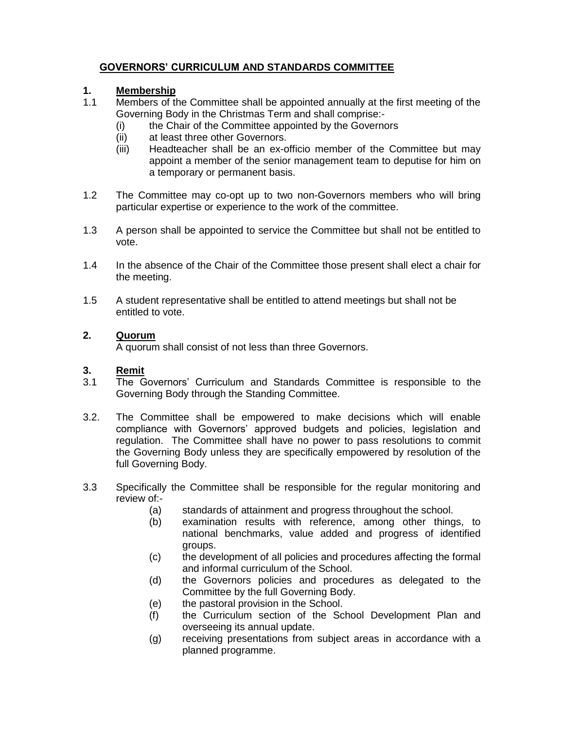# GOVERNORS' CURRICULUM AND STANDARDS COMMITTEE

## 1. Membership

1.1 Members of the Committee shall be appointed annually at the first meeting of the Governing Body in the Christmas Term and shall comprise:-

- (i) the Chair of the Committee appointed by the Governors
- (ii) at least three other Governors.
- (iii) Headteacher shall be an ex-officio member of the Committee but may appoint a member of the senior management team to deputise for him on a temporary or permanent basis.

1.2 The Committee may co-opt up to two non-Governors members who will bring particular expertise or experience to the work of the committee.

1.3 A person shall be appointed to service the Committee but shall not be entitled to vote.

1.4 In the absence of the Chair of the Committee those present shall elect a chair for the meeting.

1.5 A student representative shall be entitled to attend meetings but shall not be entitled to vote.

## 2. Quorum

A quorum shall consist of not less than three Governors.

## 3. Remit

3.1 The Governors' Curriculum and Standards Committee is responsible to the Governing Body through the Standing Committee.

3.2. The Committee shall be empowered to make decisions which will enable compliance with Governors' approved budgets and policies, legislation and regulation. The Committee shall have no power to pass resolutions to commit the Governing Body unless they are specifically empowered by resolution of the full Governing Body.

3.3 Specifically the Committee shall be responsible for the regular monitoring and review of:-

- (a) standards of attainment and progress throughout the school.
- (b) examination results with reference, among other things, to national benchmarks, value added and progress of identified groups.
- (c) the development of all policies and procedures affecting the formal and informal curriculum of the School.
- (d) the Governors policies and procedures as delegated to the Committee by the full Governing Body.
- (e) the pastoral provision in the School.
- (f) the Curriculum section of the School Development Plan and overseeing its annual update.
- (g) receiving presentations from subject areas in accordance with a planned programme.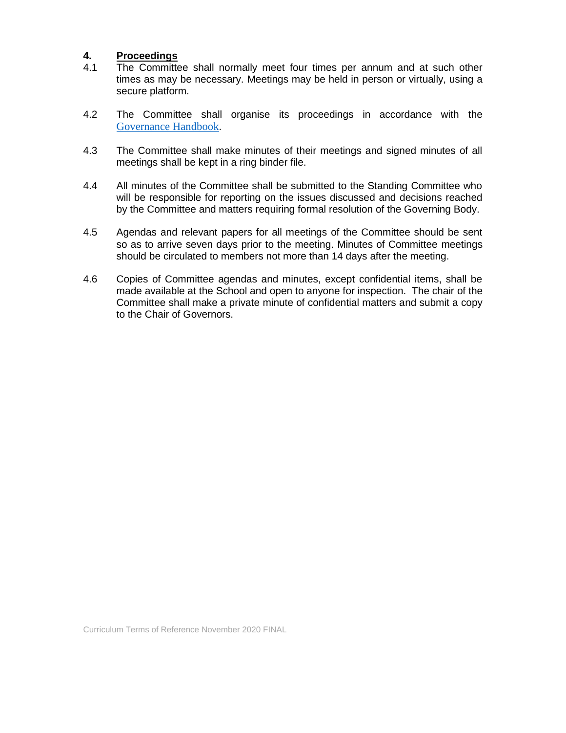## 4. Proceedings

4.1 The Committee shall normally meet four times per annum and at such other times as may be necessary. Meetings may be held in person or virtually, using a secure platform.

4.2 The Committee shall organise its proceedings in accordance with the Governance Handbook.

4.3 The Committee shall make minutes of their meetings and signed minutes of all meetings shall be kept in a ring binder file.

4.4 All minutes of the Committee shall be submitted to the Standing Committee who will be responsible for reporting on the issues discussed and decisions reached by the Committee and matters requiring formal resolution of the Governing Body.

4.5 Agendas and relevant papers for all meetings of the Committee should be sent so as to arrive seven days prior to the meeting. Minutes of Committee meetings should be circulated to members not more than 14 days after the meeting.

4.6 Copies of Committee agendas and minutes, except confidential items, shall be made available at the School and open to anyone for inspection. The chair of the Committee shall make a private minute of confidential matters and submit a copy to the Chair of Governors.